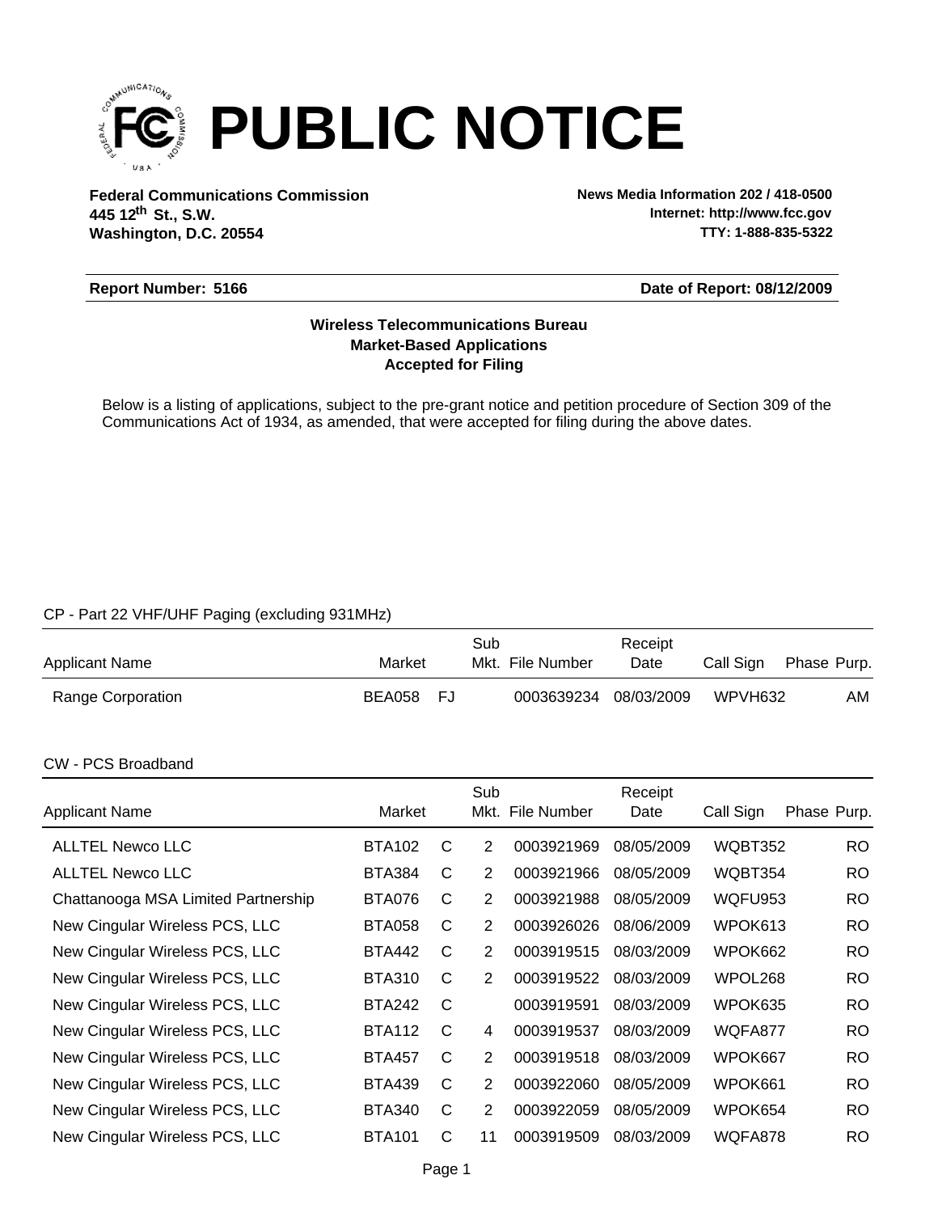# PUBLIC NOTICE

**Federal Communications Commission**
**445 12th St., S.W.**
**Washington, D.C. 20554**

**News Media Information 202 / 418-0500**
**Internet: http://www.fcc.gov**
**TTY: 1-888-835-5322**

**Report Number: 5166** **Date of Report: 08/12/2009**

**Wireless Telecommunications Bureau**
**Market-Based Applications**
**Accepted for Filing**

Below is a listing of applications, subject to the pre-grant notice and petition procedure of Section 309 of the Communications Act of 1934, as amended, that were accepted for filing during the above dates.

CP - Part 22 VHF/UHF Paging (excluding 931MHz)

| Applicant Name | Market | | Sub Mkt. | File Number | Receipt Date | Call Sign | Phase | Purp. |
|---|---|---|---|---|---|---|---|---|
| Range Corporation | BEA058 | FJ | | 0003639234 | 08/03/2009 | WPVH632 | | AM |

CW - PCS Broadband

| Applicant Name | Market | | Sub Mkt. | File Number | Receipt Date | Call Sign | Phase | Purp. |
|---|---|---|---|---|---|---|---|---|
| ALLTEL Newco LLC | BTA102 | C | 2 | 0003921969 | 08/05/2009 | WQBT352 | | RO |
| ALLTEL Newco LLC | BTA384 | C | 2 | 0003921966 | 08/05/2009 | WQBT354 | | RO |
| Chattanooga MSA Limited Partnership | BTA076 | C | 2 | 0003921988 | 08/05/2009 | WQFU953 | | RO |
| New Cingular Wireless PCS, LLC | BTA058 | C | 2 | 0003926026 | 08/06/2009 | WPOK613 | | RO |
| New Cingular Wireless PCS, LLC | BTA442 | C | 2 | 0003919515 | 08/03/2009 | WPOK662 | | RO |
| New Cingular Wireless PCS, LLC | BTA310 | C | 2 | 0003919522 | 08/03/2009 | WPOL268 | | RO |
| New Cingular Wireless PCS, LLC | BTA242 | C | | 0003919591 | 08/03/2009 | WPOK635 | | RO |
| New Cingular Wireless PCS, LLC | BTA112 | C | 4 | 0003919537 | 08/03/2009 | WQFA877 | | RO |
| New Cingular Wireless PCS, LLC | BTA457 | C | 2 | 0003919518 | 08/03/2009 | WPOK667 | | RO |
| New Cingular Wireless PCS, LLC | BTA439 | C | 2 | 0003922060 | 08/05/2009 | WPOK661 | | RO |
| New Cingular Wireless PCS, LLC | BTA340 | C | 2 | 0003922059 | 08/05/2009 | WPOK654 | | RO |
| New Cingular Wireless PCS, LLC | BTA101 | C | 11 | 0003919509 | 08/03/2009 | WQFA878 | | RO |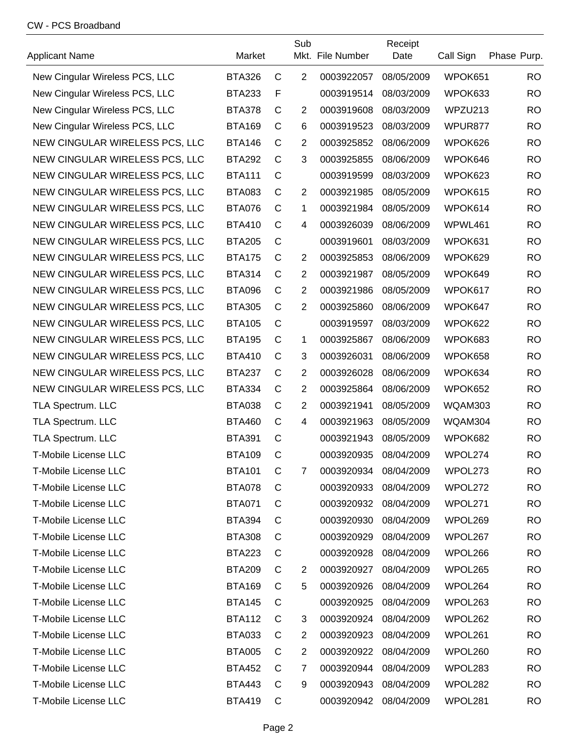CW - PCS Broadband

| Applicant Name | Market | | Sub Mkt. | File Number | Receipt Date | Call Sign | Phase | Purp. |
|---|---|---|---|---|---|---|---|---|
| New Cingular Wireless PCS, LLC | BTA326 | C | 2 | 0003922057 | 08/05/2009 | WPOK651 | | RO |
| New Cingular Wireless PCS, LLC | BTA233 | F | | 0003919514 | 08/03/2009 | WPOK633 | | RO |
| New Cingular Wireless PCS, LLC | BTA378 | C | 2 | 0003919608 | 08/03/2009 | WPZU213 | | RO |
| New Cingular Wireless PCS, LLC | BTA169 | C | 6 | 0003919523 | 08/03/2009 | WPUR877 | | RO |
| NEW CINGULAR WIRELESS PCS, LLC | BTA146 | C | 2 | 0003925852 | 08/06/2009 | WPOK626 | | RO |
| NEW CINGULAR WIRELESS PCS, LLC | BTA292 | C | 3 | 0003925855 | 08/06/2009 | WPOK646 | | RO |
| NEW CINGULAR WIRELESS PCS, LLC | BTA111 | C | | 0003919599 | 08/03/2009 | WPOK623 | | RO |
| NEW CINGULAR WIRELESS PCS, LLC | BTA083 | C | 2 | 0003921985 | 08/05/2009 | WPOK615 | | RO |
| NEW CINGULAR WIRELESS PCS, LLC | BTA076 | C | 1 | 0003921984 | 08/05/2009 | WPOK614 | | RO |
| NEW CINGULAR WIRELESS PCS, LLC | BTA410 | C | 4 | 0003926039 | 08/06/2009 | WPWL461 | | RO |
| NEW CINGULAR WIRELESS PCS, LLC | BTA205 | C | | 0003919601 | 08/03/2009 | WPOK631 | | RO |
| NEW CINGULAR WIRELESS PCS, LLC | BTA175 | C | 2 | 0003925853 | 08/06/2009 | WPOK629 | | RO |
| NEW CINGULAR WIRELESS PCS, LLC | BTA314 | C | 2 | 0003921987 | 08/05/2009 | WPOK649 | | RO |
| NEW CINGULAR WIRELESS PCS, LLC | BTA096 | C | 2 | 0003921986 | 08/05/2009 | WPOK617 | | RO |
| NEW CINGULAR WIRELESS PCS, LLC | BTA305 | C | 2 | 0003925860 | 08/06/2009 | WPOK647 | | RO |
| NEW CINGULAR WIRELESS PCS, LLC | BTA105 | C | | 0003919597 | 08/03/2009 | WPOK622 | | RO |
| NEW CINGULAR WIRELESS PCS, LLC | BTA195 | C | 1 | 0003925867 | 08/06/2009 | WPOK683 | | RO |
| NEW CINGULAR WIRELESS PCS, LLC | BTA410 | C | 3 | 0003926031 | 08/06/2009 | WPOK658 | | RO |
| NEW CINGULAR WIRELESS PCS, LLC | BTA237 | C | 2 | 0003926028 | 08/06/2009 | WPOK634 | | RO |
| NEW CINGULAR WIRELESS PCS, LLC | BTA334 | C | 2 | 0003925864 | 08/06/2009 | WPOK652 | | RO |
| TLA Spectrum. LLC | BTA038 | C | 2 | 0003921941 | 08/05/2009 | WQAM303 | | RO |
| TLA Spectrum. LLC | BTA460 | C | 4 | 0003921963 | 08/05/2009 | WQAM304 | | RO |
| TLA Spectrum. LLC | BTA391 | C | | 0003921943 | 08/05/2009 | WPOK682 | | RO |
| T-Mobile License LLC | BTA109 | C | | 0003920935 | 08/04/2009 | WPOL274 | | RO |
| T-Mobile License LLC | BTA101 | C | 7 | 0003920934 | 08/04/2009 | WPOL273 | | RO |
| T-Mobile License LLC | BTA078 | C | | 0003920933 | 08/04/2009 | WPOL272 | | RO |
| T-Mobile License LLC | BTA071 | C | | 0003920932 | 08/04/2009 | WPOL271 | | RO |
| T-Mobile License LLC | BTA394 | C | | 0003920930 | 08/04/2009 | WPOL269 | | RO |
| T-Mobile License LLC | BTA308 | C | | 0003920929 | 08/04/2009 | WPOL267 | | RO |
| T-Mobile License LLC | BTA223 | C | | 0003920928 | 08/04/2009 | WPOL266 | | RO |
| T-Mobile License LLC | BTA209 | C | 2 | 0003920927 | 08/04/2009 | WPOL265 | | RO |
| T-Mobile License LLC | BTA169 | C | 5 | 0003920926 | 08/04/2009 | WPOL264 | | RO |
| T-Mobile License LLC | BTA145 | C | | 0003920925 | 08/04/2009 | WPOL263 | | RO |
| T-Mobile License LLC | BTA112 | C | 3 | 0003920924 | 08/04/2009 | WPOL262 | | RO |
| T-Mobile License LLC | BTA033 | C | 2 | 0003920923 | 08/04/2009 | WPOL261 | | RO |
| T-Mobile License LLC | BTA005 | C | 2 | 0003920922 | 08/04/2009 | WPOL260 | | RO |
| T-Mobile License LLC | BTA452 | C | 7 | 0003920944 | 08/04/2009 | WPOL283 | | RO |
| T-Mobile License LLC | BTA443 | C | 9 | 0003920943 | 08/04/2009 | WPOL282 | | RO |
| T-Mobile License LLC | BTA419 | C | | 0003920942 | 08/04/2009 | WPOL281 | | RO |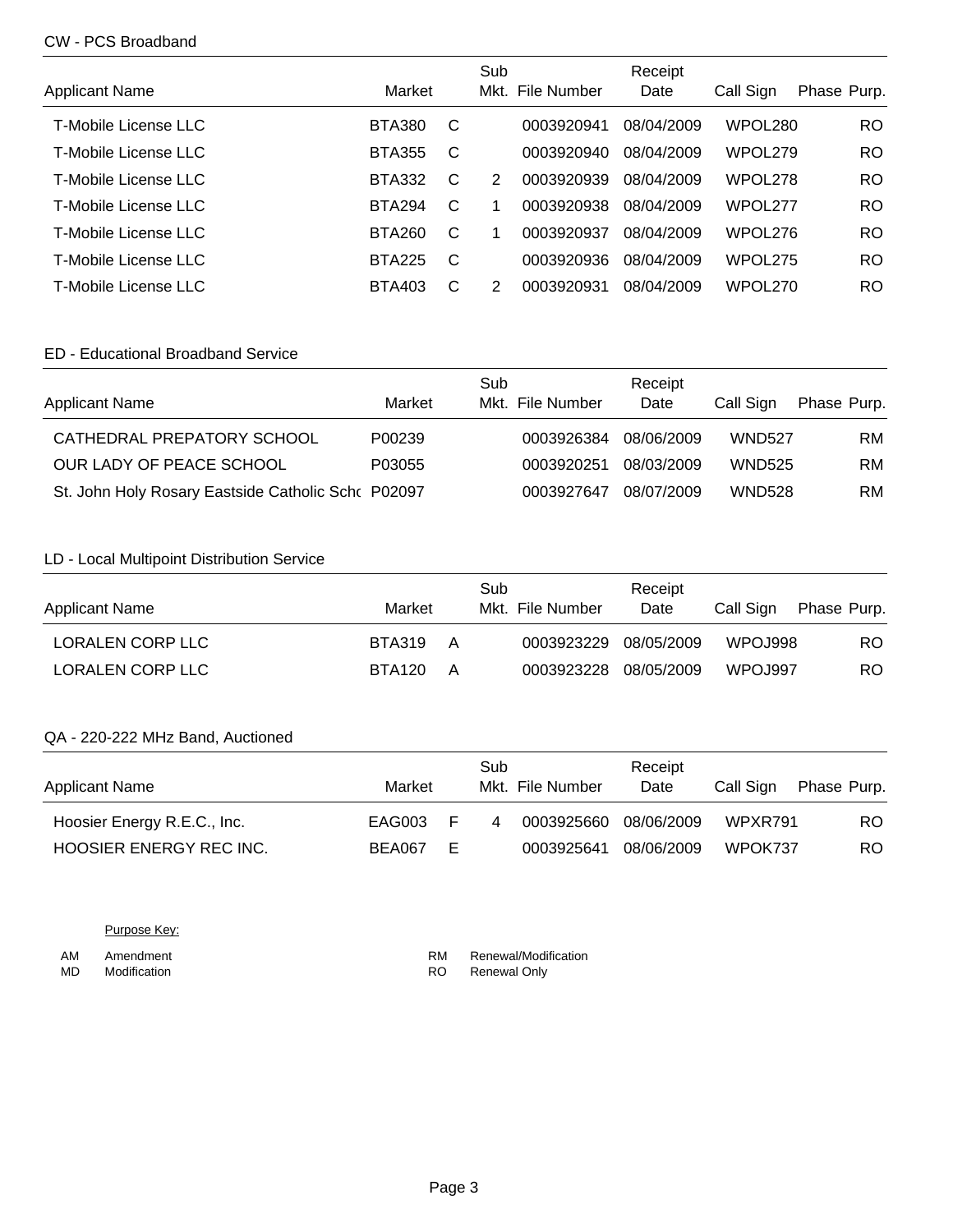CW - PCS Broadband

| Applicant Name | Market | | Sub Mkt. | File Number | Receipt Date | Call Sign | Phase | Purp. |
|---|---|---|---|---|---|---|---|---|
| T-Mobile License LLC | BTA380 | C | | 0003920941 | 08/04/2009 | WPOL280 | | RO |
| T-Mobile License LLC | BTA355 | C | | 0003920940 | 08/04/2009 | WPOL279 | | RO |
| T-Mobile License LLC | BTA332 | C | 2 | 0003920939 | 08/04/2009 | WPOL278 | | RO |
| T-Mobile License LLC | BTA294 | C | 1 | 0003920938 | 08/04/2009 | WPOL277 | | RO |
| T-Mobile License LLC | BTA260 | C | 1 | 0003920937 | 08/04/2009 | WPOL276 | | RO |
| T-Mobile License LLC | BTA225 | C | | 0003920936 | 08/04/2009 | WPOL275 | | RO |
| T-Mobile License LLC | BTA403 | C | 2 | 0003920931 | 08/04/2009 | WPOL270 | | RO |

ED - Educational Broadband Service

| Applicant Name | Market | | Sub Mkt. | File Number | Receipt Date | Call Sign | Phase | Purp. |
|---|---|---|---|---|---|---|---|---|
| CATHEDRAL PREPATORY SCHOOL | P00239 | | | 0003926384 | 08/06/2009 | WND527 | | RM |
| OUR LADY OF PEACE SCHOOL | P03055 | | | 0003920251 | 08/03/2009 | WND525 | | RM |
| St. John Holy Rosary Eastside Catholic Schc | P02097 | | | 0003927647 | 08/07/2009 | WND528 | | RM |

LD - Local Multipoint Distribution Service

| Applicant Name | Market | | Sub Mkt. | File Number | Receipt Date | Call Sign | Phase | Purp. |
|---|---|---|---|---|---|---|---|---|
| LORALEN CORP LLC | BTA319 | A | | 0003923229 | 08/05/2009 | WPOJ998 | | RO |
| LORALEN CORP LLC | BTA120 | A | | 0003923228 | 08/05/2009 | WPOJ997 | | RO |

QA - 220-222 MHz Band, Auctioned

| Applicant Name | Market | | Sub Mkt. | File Number | Receipt Date | Call Sign | Phase | Purp. |
|---|---|---|---|---|---|---|---|---|
| Hoosier Energy R.E.C., Inc. | EAG003 | F | 4 | 0003925660 | 08/06/2009 | WPXR791 | | RO |
| HOOSIER ENERGY REC INC. | BEA067 | E | | 0003925641 | 08/06/2009 | WPOK737 | | RO |

Purpose Key:

| | | | |
|---|---|---|---|
| AM | Amendment | RM | Renewal/Modification |
| MD | Modification | RO | Renewal Only |